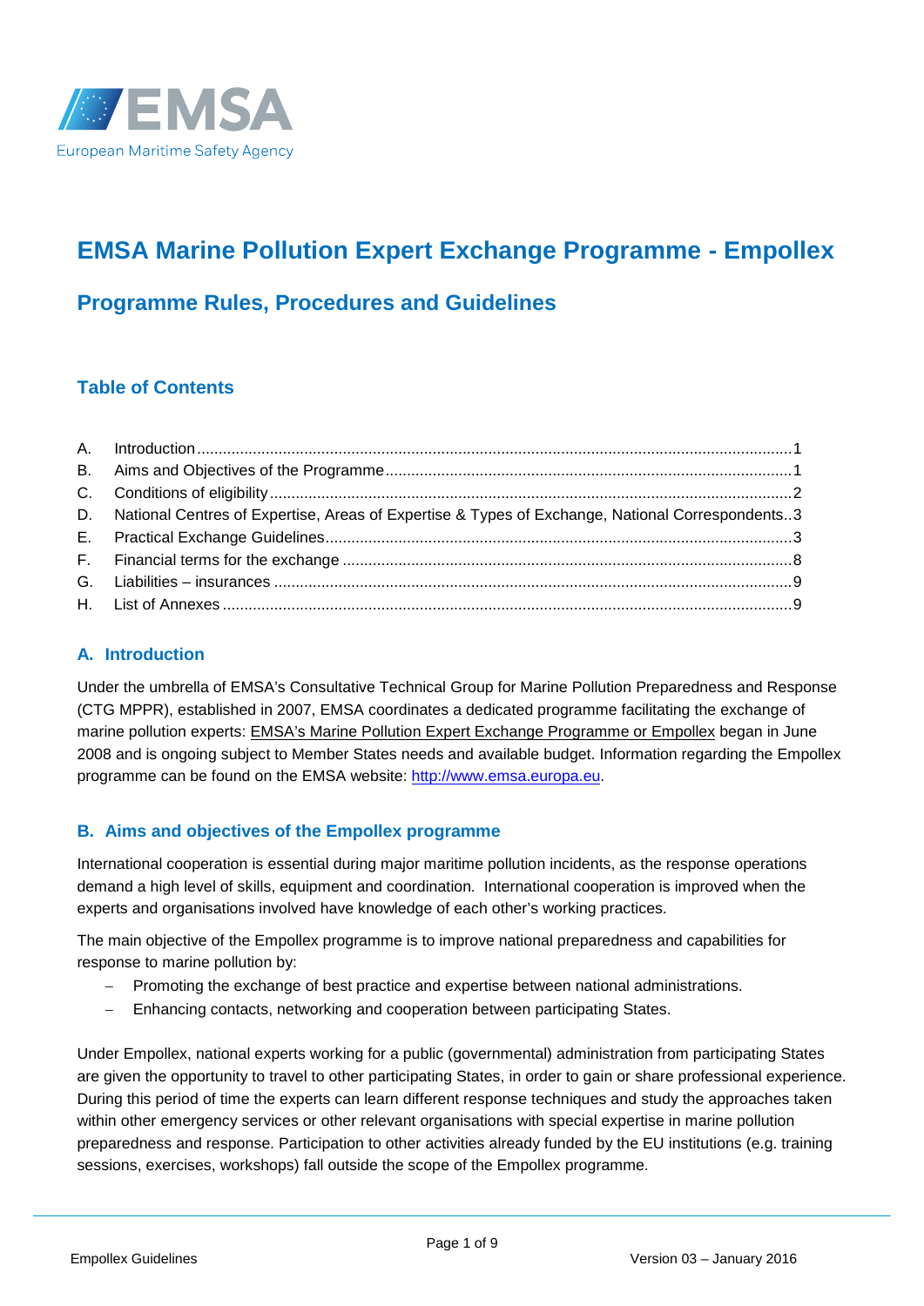EMSA

European Maritime Safety Agency

# EMSA Marine Pollution Expert Exchange Programme - Empollex

## Programme Rules, Procedures and Guidelines

### Table of Contents

A. Introduction ..... 1
B. Aims and Objectives of the Programme ..... 1
C. Conditions of eligibility ..... 2
D. National Centres of Expertise, Areas of Expertise & Types of Exchange, National Correspondents ..... 3
E. Practical Exchange Guidelines ..... 3
F. Financial terms for the exchange ..... 8
G. Liabilities – insurances ..... 9
H. List of Annexes ..... 9

### A. Introduction

Under the umbrella of EMSA's Consultative Technical Group for Marine Pollution Preparedness and Response (CTG MPPR), established in 2007, EMSA coordinates a dedicated programme facilitating the exchange of marine pollution experts: EMSA's Marine Pollution Expert Exchange Programme or Empollex began in June 2008 and is ongoing subject to Member States needs and available budget. Information regarding the Empollex programme can be found on the EMSA website: http://www.emsa.europa.eu.

### B. Aims and objectives of the Empollex programme

International cooperation is essential during major maritime pollution incidents, as the response operations demand a high level of skills, equipment and coordination. International cooperation is improved when the experts and organisations involved have knowledge of each other's working practices.

The main objective of the Empollex programme is to improve national preparedness and capabilities for response to marine pollution by:

- Promoting the exchange of best practice and expertise between national administrations.
- Enhancing contacts, networking and cooperation between participating States.

Under Empollex, national experts working for a public (governmental) administration from participating States are given the opportunity to travel to other participating States, in order to gain or share professional experience. During this period of time the experts can learn different response techniques and study the approaches taken within other emergency services or other relevant organisations with special expertise in marine pollution preparedness and response. Participation to other activities already funded by the EU institutions (e.g. training sessions, exercises, workshops) fall outside the scope of the Empollex programme.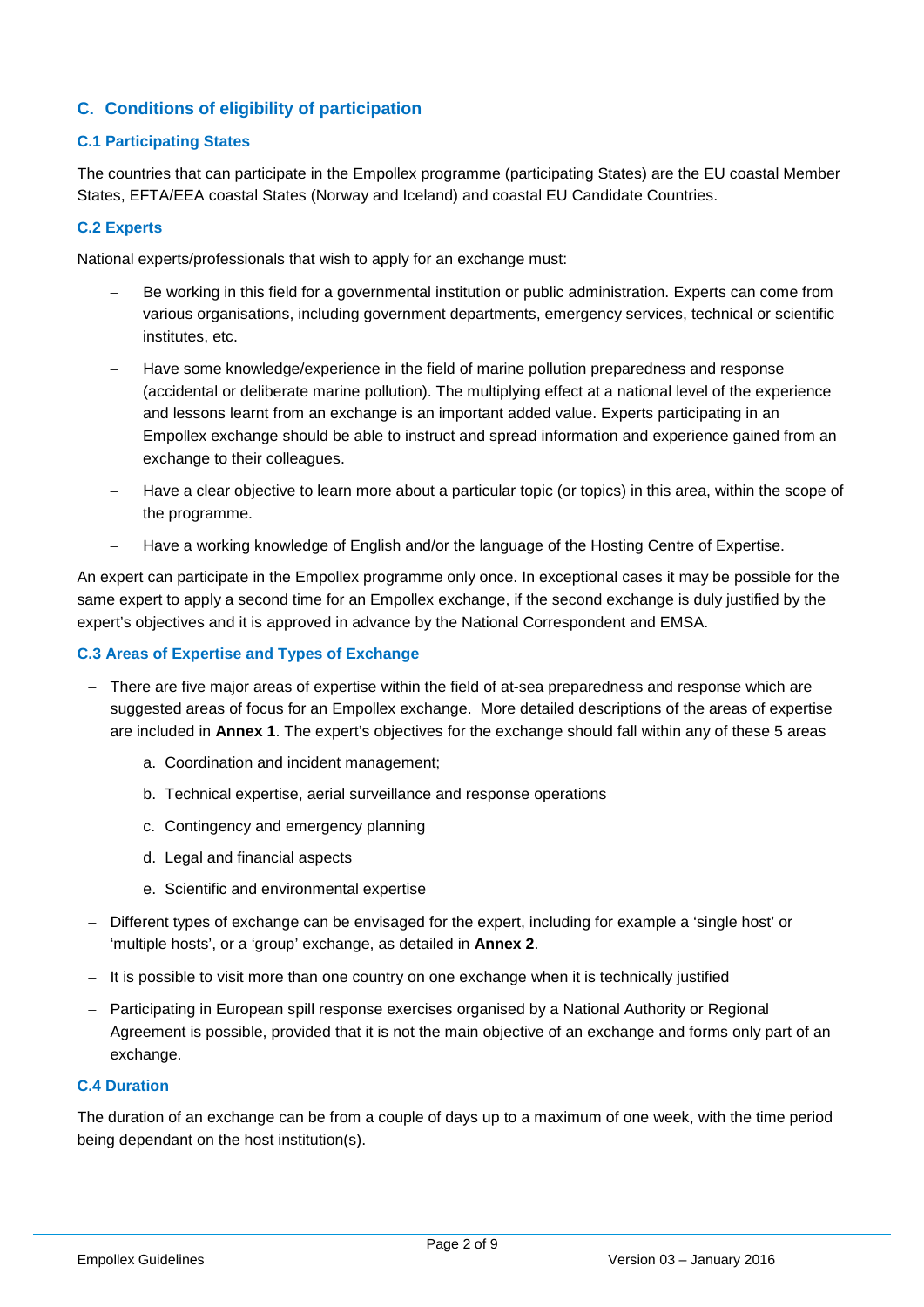## C. Conditions of eligibility of participation

### C.1 Participating States

The countries that can participate in the Empollex programme (participating States) are the EU coastal Member States, EFTA/EEA coastal States (Norway and Iceland) and coastal EU Candidate Countries.

### C.2 Experts

National experts/professionals that wish to apply for an exchange must:

- Be working in this field for a governmental institution or public administration. Experts can come from various organisations, including government departments, emergency services, technical or scientific institutes, etc.
- Have some knowledge/experience in the field of marine pollution preparedness and response (accidental or deliberate marine pollution). The multiplying effect at a national level of the experience and lessons learnt from an exchange is an important added value. Experts participating in an Empollex exchange should be able to instruct and spread information and experience gained from an exchange to their colleagues.
- Have a clear objective to learn more about a particular topic (or topics) in this area, within the scope of the programme.
- Have a working knowledge of English and/or the language of the Hosting Centre of Expertise.

An expert can participate in the Empollex programme only once. In exceptional cases it may be possible for the same expert to apply a second time for an Empollex exchange, if the second exchange is duly justified by the expert's objectives and it is approved in advance by the National Correspondent and EMSA.

### C.3 Areas of Expertise and Types of Exchange

- There are five major areas of expertise within the field of at-sea preparedness and response which are suggested areas of focus for an Empollex exchange. More detailed descriptions of the areas of expertise are included in **Annex 1**. The expert's objectives for the exchange should fall within any of these 5 areas
  a. Coordination and incident management;
  b. Technical expertise, aerial surveillance and response operations
  c. Contingency and emergency planning
  d. Legal and financial aspects
  e. Scientific and environmental expertise
- Different types of exchange can be envisaged for the expert, including for example a 'single host' or 'multiple hosts', or a 'group' exchange, as detailed in **Annex 2**.
- It is possible to visit more than one country on one exchange when it is technically justified
- Participating in European spill response exercises organised by a National Authority or Regional Agreement is possible, provided that it is not the main objective of an exchange and forms only part of an exchange.

### C.4 Duration

The duration of an exchange can be from a couple of days up to a maximum of one week, with the time period being dependant on the host institution(s).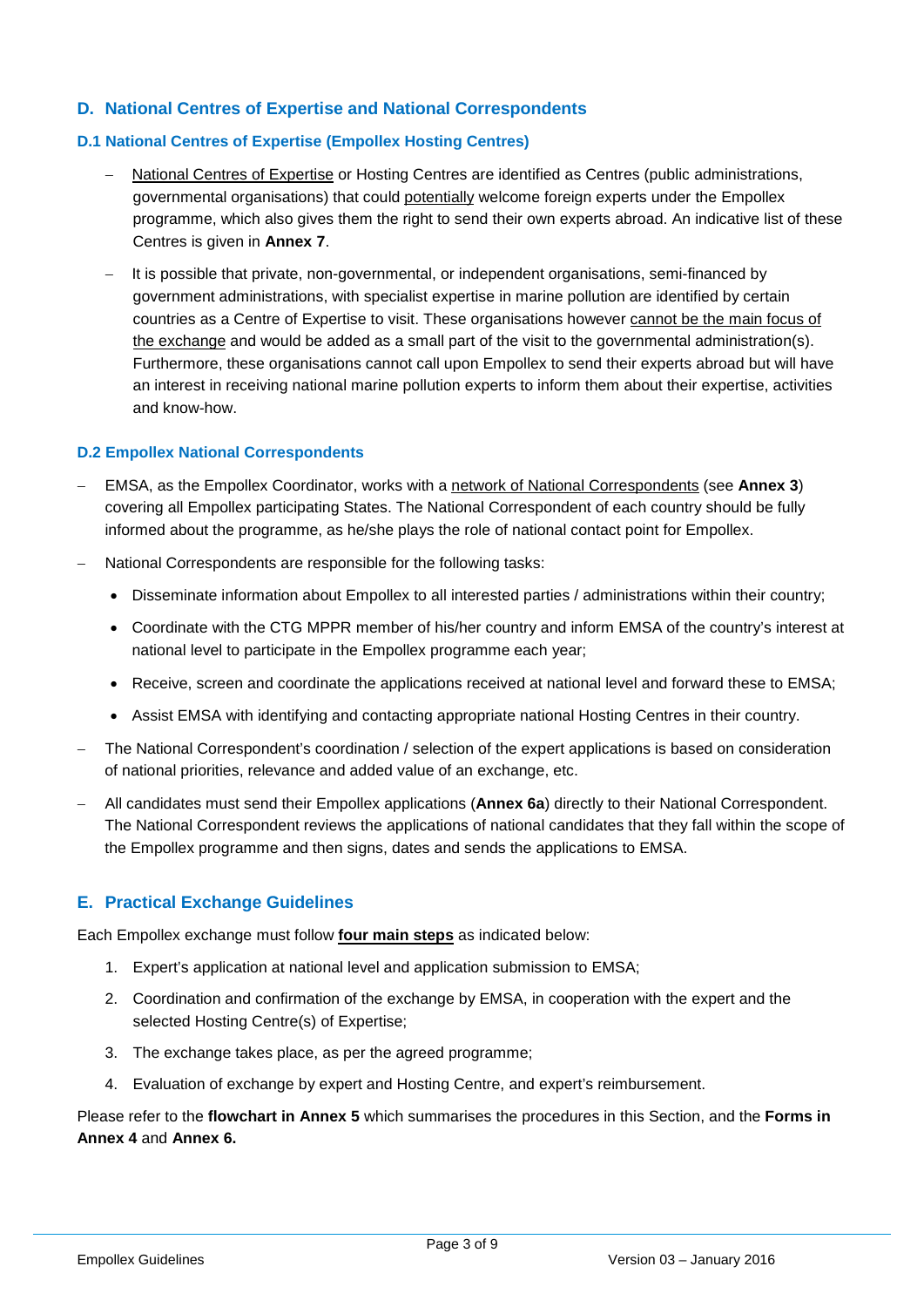## D. National Centres of Expertise and National Correspondents

### D.1 National Centres of Expertise (Empollex Hosting Centres)

- National Centres of Expertise or Hosting Centres are identified as Centres (public administrations, governmental organisations) that could potentially welcome foreign experts under the Empollex programme, which also gives them the right to send their own experts abroad. An indicative list of these Centres is given in **Annex 7**.
- It is possible that private, non-governmental, or independent organisations, semi-financed by government administrations, with specialist expertise in marine pollution are identified by certain countries as a Centre of Expertise to visit. These organisations however cannot be the main focus of the exchange and would be added as a small part of the visit to the governmental administration(s). Furthermore, these organisations cannot call upon Empollex to send their experts abroad but will have an interest in receiving national marine pollution experts to inform them about their expertise, activities and know-how.

### D.2 Empollex National Correspondents

- EMSA, as the Empollex Coordinator, works with a network of National Correspondents (see **Annex 3**) covering all Empollex participating States. The National Correspondent of each country should be fully informed about the programme, as he/she plays the role of national contact point for Empollex.
- National Correspondents are responsible for the following tasks:
  - Disseminate information about Empollex to all interested parties / administrations within their country;
  - Coordinate with the CTG MPPR member of his/her country and inform EMSA of the country's interest at national level to participate in the Empollex programme each year;
  - Receive, screen and coordinate the applications received at national level and forward these to EMSA;
  - Assist EMSA with identifying and contacting appropriate national Hosting Centres in their country.
- The National Correspondent's coordination / selection of the expert applications is based on consideration of national priorities, relevance and added value of an exchange, etc.
- All candidates must send their Empollex applications (**Annex 6a**) directly to their National Correspondent. The National Correspondent reviews the applications of national candidates that they fall within the scope of the Empollex programme and then signs, dates and sends the applications to EMSA.

## E. Practical Exchange Guidelines

Each Empollex exchange must follow **four main steps** as indicated below:

1. Expert's application at national level and application submission to EMSA;
2. Coordination and confirmation of the exchange by EMSA, in cooperation with the expert and the selected Hosting Centre(s) of Expertise;
3. The exchange takes place, as per the agreed programme;
4. Evaluation of exchange by expert and Hosting Centre, and expert's reimbursement.

Please refer to the **flowchart in Annex 5** which summarises the procedures in this Section, and the **Forms in Annex 4** and **Annex 6.**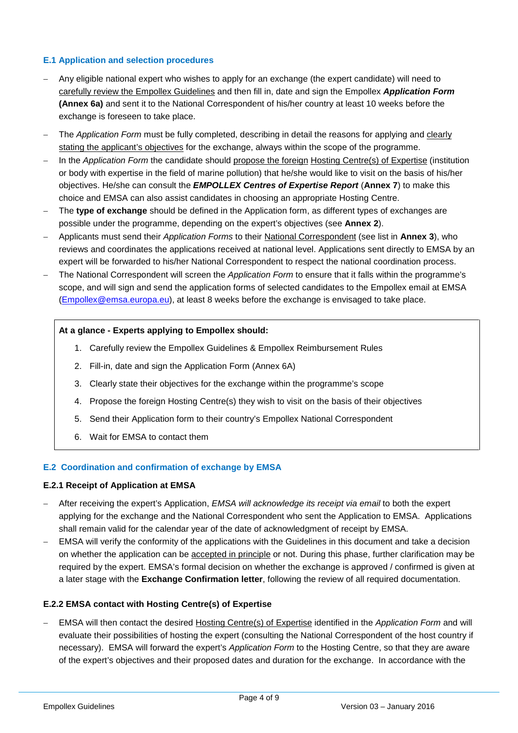### E.1 Application and selection procedures

- Any eligible national expert who wishes to apply for an exchange (the expert candidate) will need to carefully review the Empollex Guidelines and then fill in, date and sign the Empollex ***Application Form*** **(Annex 6a)** and sent it to the National Correspondent of his/her country at least 10 weeks before the exchange is foreseen to take place.
- The *Application Form* must be fully completed, describing in detail the reasons for applying and clearly stating the applicant's objectives for the exchange, always within the scope of the programme.
- In the *Application Form* the candidate should propose the foreign Hosting Centre(s) of Expertise (institution or body with expertise in the field of marine pollution) that he/she would like to visit on the basis of his/her objectives. He/she can consult the ***EMPOLLEX Centres of Expertise Report*** (**Annex 7**) to make this choice and EMSA can also assist candidates in choosing an appropriate Hosting Centre.
- The **type of exchange** should be defined in the Application form, as different types of exchanges are possible under the programme, depending on the expert's objectives (see **Annex 2**).
- Applicants must send their *Application Forms* to their National Correspondent (see list in **Annex 3**), who reviews and coordinates the applications received at national level. Applications sent directly to EMSA by an expert will be forwarded to his/her National Correspondent to respect the national coordination process.
- The National Correspondent will screen the *Application Form* to ensure that it falls within the programme's scope, and will sign and send the application forms of selected candidates to the Empollex email at EMSA (Empollex@emsa.europa.eu), at least 8 weeks before the exchange is envisaged to take place.

**At a glance - Experts applying to Empollex should:**

1. Carefully review the Empollex Guidelines & Empollex Reimbursement Rules
2. Fill-in, date and sign the Application Form (Annex 6A)
3. Clearly state their objectives for the exchange within the programme's scope
4. Propose the foreign Hosting Centre(s) they wish to visit on the basis of their objectives
5. Send their Application form to their country's Empollex National Correspondent
6. Wait for EMSA to contact them

### E.2 Coordination and confirmation of exchange by EMSA

#### E.2.1 Receipt of Application at EMSA

- After receiving the expert's Application, *EMSA will acknowledge its receipt via email* to both the expert applying for the exchange and the National Correspondent who sent the Application to EMSA. Applications shall remain valid for the calendar year of the date of acknowledgment of receipt by EMSA.
- EMSA will verify the conformity of the applications with the Guidelines in this document and take a decision on whether the application can be accepted in principle or not. During this phase, further clarification may be required by the expert. EMSA's formal decision on whether the exchange is approved / confirmed is given at a later stage with the **Exchange Confirmation letter**, following the review of all required documentation.

#### E.2.2 EMSA contact with Hosting Centre(s) of Expertise

- EMSA will then contact the desired Hosting Centre(s) of Expertise identified in the *Application Form* and will evaluate their possibilities of hosting the expert (consulting the National Correspondent of the host country if necessary). EMSA will forward the expert's *Application Form* to the Hosting Centre, so that they are aware of the expert's objectives and their proposed dates and duration for the exchange. In accordance with the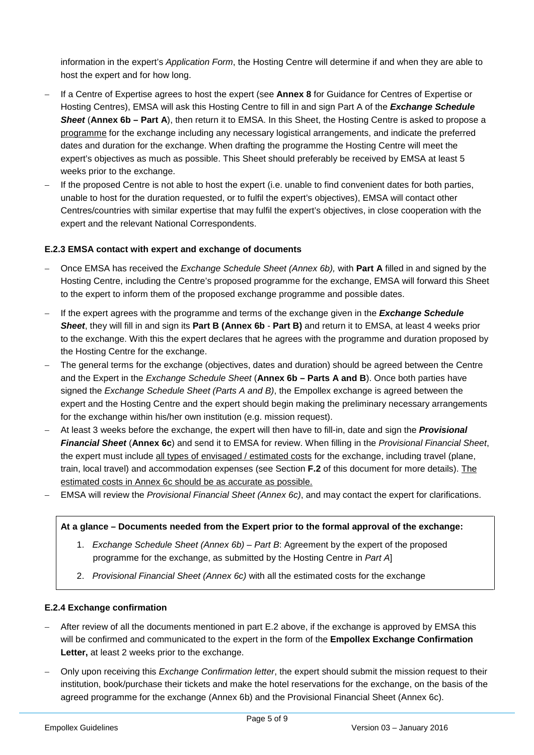information in the expert's *Application Form*, the Hosting Centre will determine if and when they are able to host the expert and for how long.

- If a Centre of Expertise agrees to host the expert (see **Annex 8** for Guidance for Centres of Expertise or Hosting Centres), EMSA will ask this Hosting Centre to fill in and sign Part A of the ***Exchange Schedule Sheet*** (**Annex 6b – Part A**), then return it to EMSA. In this Sheet, the Hosting Centre is asked to propose a programme for the exchange including any necessary logistical arrangements, and indicate the preferred dates and duration for the exchange. When drafting the programme the Hosting Centre will meet the expert's objectives as much as possible. This Sheet should preferably be received by EMSA at least 5 weeks prior to the exchange.
- If the proposed Centre is not able to host the expert (i.e. unable to find convenient dates for both parties, unable to host for the duration requested, or to fulfil the expert's objectives), EMSA will contact other Centres/countries with similar expertise that may fulfil the expert's objectives, in close cooperation with the expert and the relevant National Correspondents.

### E.2.3 EMSA contact with expert and exchange of documents

- Once EMSA has received the *Exchange Schedule Sheet (Annex 6b),* with **Part A** filled in and signed by the Hosting Centre, including the Centre's proposed programme for the exchange, EMSA will forward this Sheet to the expert to inform them of the proposed exchange programme and possible dates.
- If the expert agrees with the programme and terms of the exchange given in the ***Exchange Schedule Sheet***, they will fill in and sign its **Part B (Annex 6b** - **Part B)** and return it to EMSA, at least 4 weeks prior to the exchange. With this the expert declares that he agrees with the programme and duration proposed by the Hosting Centre for the exchange.
- The general terms for the exchange (objectives, dates and duration) should be agreed between the Centre and the Expert in the *Exchange Schedule Sheet* (**Annex 6b – Parts A and B**). Once both parties have signed the *Exchange Schedule Sheet (Parts A and B)*, the Empollex exchange is agreed between the expert and the Hosting Centre and the expert should begin making the preliminary necessary arrangements for the exchange within his/her own institution (e.g. mission request).
- At least 3 weeks before the exchange, the expert will then have to fill-in, date and sign the ***Provisional Financial Sheet*** (**Annex 6c**) and send it to EMSA for review. When filling in the *Provisional Financial Sheet*, the expert must include all types of envisaged / estimated costs for the exchange, including travel (plane, train, local travel) and accommodation expenses (see Section **F.2** of this document for more details). The estimated costs in Annex 6c should be as accurate as possible.
- EMSA will review the *Provisional Financial Sheet (Annex 6c)*, and may contact the expert for clarifications.

**At a glance – Documents needed from the Expert prior to the formal approval of the exchange:**

1. *Exchange Schedule Sheet (Annex 6b) – Part B*: Agreement by the expert of the proposed programme for the exchange, as submitted by the Hosting Centre in *Part A*]
2. *Provisional Financial Sheet (Annex 6c)* with all the estimated costs for the exchange

### E.2.4 Exchange confirmation

- After review of all the documents mentioned in part E.2 above, if the exchange is approved by EMSA this will be confirmed and communicated to the expert in the form of the **Empollex Exchange Confirmation Letter,** at least 2 weeks prior to the exchange.
- Only upon receiving this *Exchange Confirmation letter*, the expert should submit the mission request to their institution, book/purchase their tickets and make the hotel reservations for the exchange, on the basis of the agreed programme for the exchange (Annex 6b) and the Provisional Financial Sheet (Annex 6c).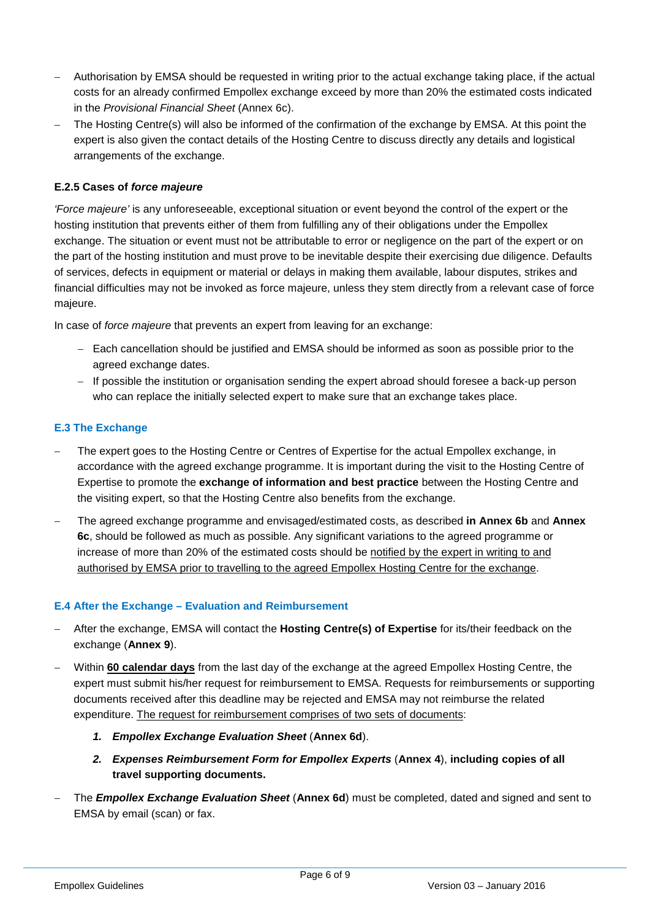- Authorisation by EMSA should be requested in writing prior to the actual exchange taking place, if the actual costs for an already confirmed Empollex exchange exceed by more than 20% the estimated costs indicated in the *Provisional Financial Sheet* (Annex 6c).
- The Hosting Centre(s) will also be informed of the confirmation of the exchange by EMSA. At this point the expert is also given the contact details of the Hosting Centre to discuss directly any details and logistical arrangements of the exchange.

#### E.2.5 Cases of *force majeure*

*'Force majeure'* is any unforeseeable, exceptional situation or event beyond the control of the expert or the hosting institution that prevents either of them from fulfilling any of their obligations under the Empollex exchange. The situation or event must not be attributable to error or negligence on the part of the expert or on the part of the hosting institution and must prove to be inevitable despite their exercising due diligence. Defaults of services, defects in equipment or material or delays in making them available, labour disputes, strikes and financial difficulties may not be invoked as force majeure, unless they stem directly from a relevant case of force majeure.

In case of *force majeure* that prevents an expert from leaving for an exchange:

- Each cancellation should be justified and EMSA should be informed as soon as possible prior to the agreed exchange dates.
- If possible the institution or organisation sending the expert abroad should foresee a back-up person who can replace the initially selected expert to make sure that an exchange takes place.

### E.3 The Exchange

- The expert goes to the Hosting Centre or Centres of Expertise for the actual Empollex exchange, in accordance with the agreed exchange programme. It is important during the visit to the Hosting Centre of Expertise to promote the **exchange of information and best practice** between the Hosting Centre and the visiting expert, so that the Hosting Centre also benefits from the exchange.
- The agreed exchange programme and envisaged/estimated costs, as described **in Annex 6b** and **Annex 6c**, should be followed as much as possible. Any significant variations to the agreed programme or increase of more than 20% of the estimated costs should be notified by the expert in writing to and authorised by EMSA prior to travelling to the agreed Empollex Hosting Centre for the exchange.

### E.4 After the Exchange – Evaluation and Reimbursement

- After the exchange, EMSA will contact the **Hosting Centre(s) of Expertise** for its/their feedback on the exchange (**Annex 9**).
- Within **60 calendar days** from the last day of the exchange at the agreed Empollex Hosting Centre, the expert must submit his/her request for reimbursement to EMSA. Requests for reimbursements or supporting documents received after this deadline may be rejected and EMSA may not reimburse the related expenditure. The request for reimbursement comprises of two sets of documents:
  1. ***Empollex Exchange Evaluation Sheet*** (**Annex 6d**).
  2. ***Expenses Reimbursement Form for Empollex Experts*** (**Annex 4**), **including copies of all travel supporting documents.**
- The ***Empollex Exchange Evaluation Sheet*** (**Annex 6d**) must be completed, dated and signed and sent to EMSA by email (scan) or fax.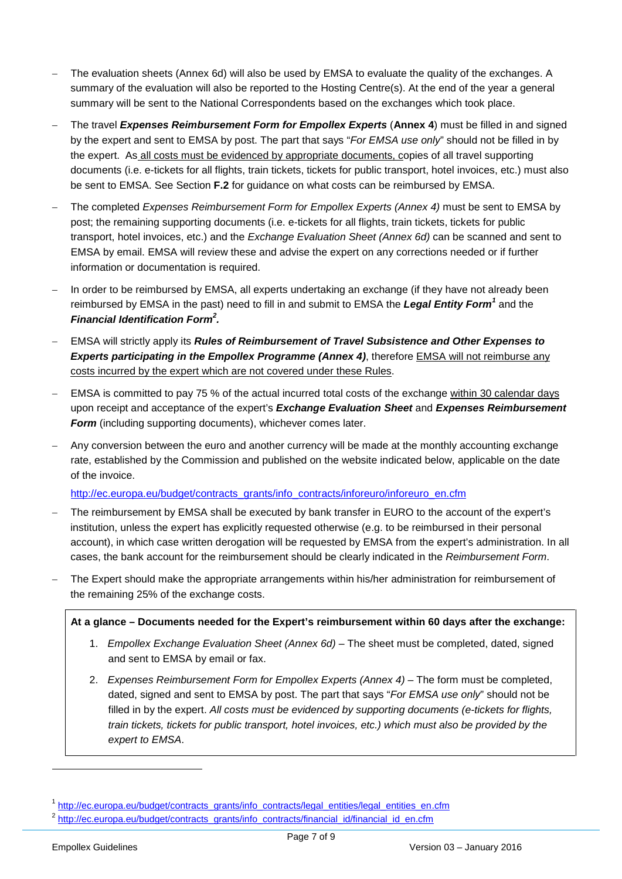- The evaluation sheets (Annex 6d) will also be used by EMSA to evaluate the quality of the exchanges. A summary of the evaluation will also be reported to the Hosting Centre(s). At the end of the year a general summary will be sent to the National Correspondents based on the exchanges which took place.
- The travel ***Expenses Reimbursement Form for Empollex Experts*** (**Annex 4**) must be filled in and signed by the expert and sent to EMSA by post. The part that says "*For EMSA use only*" should not be filled in by the expert. As all costs must be evidenced by appropriate documents, copies of all travel supporting documents (i.e. e-tickets for all flights, train tickets, tickets for public transport, hotel invoices, etc.) must also be sent to EMSA. See Section **F.2** for guidance on what costs can be reimbursed by EMSA.
- The completed *Expenses Reimbursement Form for Empollex Experts (Annex 4)* must be sent to EMSA by post; the remaining supporting documents (i.e. e-tickets for all flights, train tickets, tickets for public transport, hotel invoices, etc.) and the *Exchange Evaluation Sheet (Annex 6d)* can be scanned and sent to EMSA by email. EMSA will review these and advise the expert on any corrections needed or if further information or documentation is required.
- In order to be reimbursed by EMSA, all experts undertaking an exchange (if they have not already been reimbursed by EMSA in the past) need to fill in and submit to EMSA the ***Legal Entity Form***[1] and the ***Financial Identification Form***[2].
- EMSA will strictly apply its ***Rules of Reimbursement of Travel Subsistence and Other Expenses to Experts participating in the Empollex Programme (Annex 4)***, therefore EMSA will not reimburse any costs incurred by the expert which are not covered under these Rules.
- EMSA is committed to pay 75 % of the actual incurred total costs of the exchange within 30 calendar days upon receipt and acceptance of the expert's ***Exchange Evaluation Sheet*** and ***Expenses Reimbursement Form*** (including supporting documents), whichever comes later.
- Any conversion between the euro and another currency will be made at the monthly accounting exchange rate, established by the Commission and published on the website indicated below, applicable on the date of the invoice.

  http://ec.europa.eu/budget/contracts_grants/info_contracts/inforeuro/inforeuro_en.cfm
- The reimbursement by EMSA shall be executed by bank transfer in EURO to the account of the expert's institution, unless the expert has explicitly requested otherwise (e.g. to be reimbursed in their personal account), in which case written derogation will be requested by EMSA from the expert's administration. In all cases, the bank account for the reimbursement should be clearly indicated in the *Reimbursement Form*.
- The Expert should make the appropriate arrangements within his/her administration for reimbursement of the remaining 25% of the exchange costs.

**At a glance – Documents needed for the Expert's reimbursement within 60 days after the exchange:**

1. *Empollex Exchange Evaluation Sheet (Annex 6d)* – The sheet must be completed, dated, signed and sent to EMSA by email or fax.
2. *Expenses Reimbursement Form for Empollex Experts (Annex 4)* – The form must be completed, dated, signed and sent to EMSA by post. The part that says "*For EMSA use only*" should not be filled in by the expert. *All costs must be evidenced by supporting documents (e-tickets for flights, train tickets, tickets for public transport, hotel invoices, etc.) which must also be provided by the expert to EMSA*.

---

[1] http://ec.europa.eu/budget/contracts_grants/info_contracts/legal_entities/legal_entities_en.cfm

[2] http://ec.europa.eu/budget/contracts_grants/info_contracts/financial_id/financial_id_en.cfm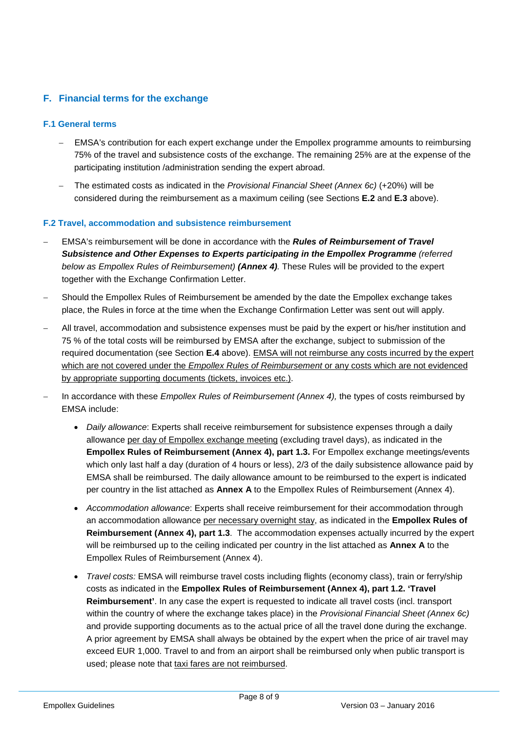## F. Financial terms for the exchange

### F.1 General terms

- EMSA's contribution for each expert exchange under the Empollex programme amounts to reimbursing 75% of the travel and subsistence costs of the exchange. The remaining 25% are at the expense of the participating institution /administration sending the expert abroad.
- The estimated costs as indicated in the *Provisional Financial Sheet (Annex 6c)* (+20%) will be considered during the reimbursement as a maximum ceiling (see Sections **E.2** and **E.3** above).

### F.2 Travel, accommodation and subsistence reimbursement

- EMSA's reimbursement will be done in accordance with the ***Rules of Reimbursement of Travel Subsistence and Other Expenses to Experts participating in the Empollex Programme*** *(referred below as Empollex Rules of Reimbursement)* ***(Annex 4)****.* These Rules will be provided to the expert together with the Exchange Confirmation Letter.
- Should the Empollex Rules of Reimbursement be amended by the date the Empollex exchange takes place, the Rules in force at the time when the Exchange Confirmation Letter was sent out will apply.
- All travel, accommodation and subsistence expenses must be paid by the expert or his/her institution and 75 % of the total costs will be reimbursed by EMSA after the exchange, subject to submission of the required documentation (see Section **E.4** above). EMSA will not reimburse any costs incurred by the expert which are not covered under the *Empollex Rules of Reimbursement* or any costs which are not evidenced by appropriate supporting documents (tickets, invoices etc.).
- In accordance with these *Empollex Rules of Reimbursement (Annex 4),* the types of costs reimbursed by EMSA include:
  - *Daily allowance*: Experts shall receive reimbursement for subsistence expenses through a daily allowance per day of Empollex exchange meeting (excluding travel days), as indicated in the **Empollex Rules of Reimbursement (Annex 4), part 1.3.** For Empollex exchange meetings/events which only last half a day (duration of 4 hours or less), 2/3 of the daily subsistence allowance paid by EMSA shall be reimbursed. The daily allowance amount to be reimbursed to the expert is indicated per country in the list attached as **Annex A** to the Empollex Rules of Reimbursement (Annex 4).
  - *Accommodation allowance*: Experts shall receive reimbursement for their accommodation through an accommodation allowance per necessary overnight stay, as indicated in the **Empollex Rules of Reimbursement (Annex 4), part 1.3**. The accommodation expenses actually incurred by the expert will be reimbursed up to the ceiling indicated per country in the list attached as **Annex A** to the Empollex Rules of Reimbursement (Annex 4).
  - *Travel costs:* EMSA will reimburse travel costs including flights (economy class), train or ferry/ship costs as indicated in the **Empollex Rules of Reimbursement (Annex 4), part 1.2. 'Travel Reimbursement'**. In any case the expert is requested to indicate all travel costs (incl. transport within the country of where the exchange takes place) in the *Provisional Financial Sheet (Annex 6c)* and provide supporting documents as to the actual price of all the travel done during the exchange. A prior agreement by EMSA shall always be obtained by the expert when the price of air travel may exceed EUR 1,000. Travel to and from an airport shall be reimbursed only when public transport is used; please note that taxi fares are not reimbursed.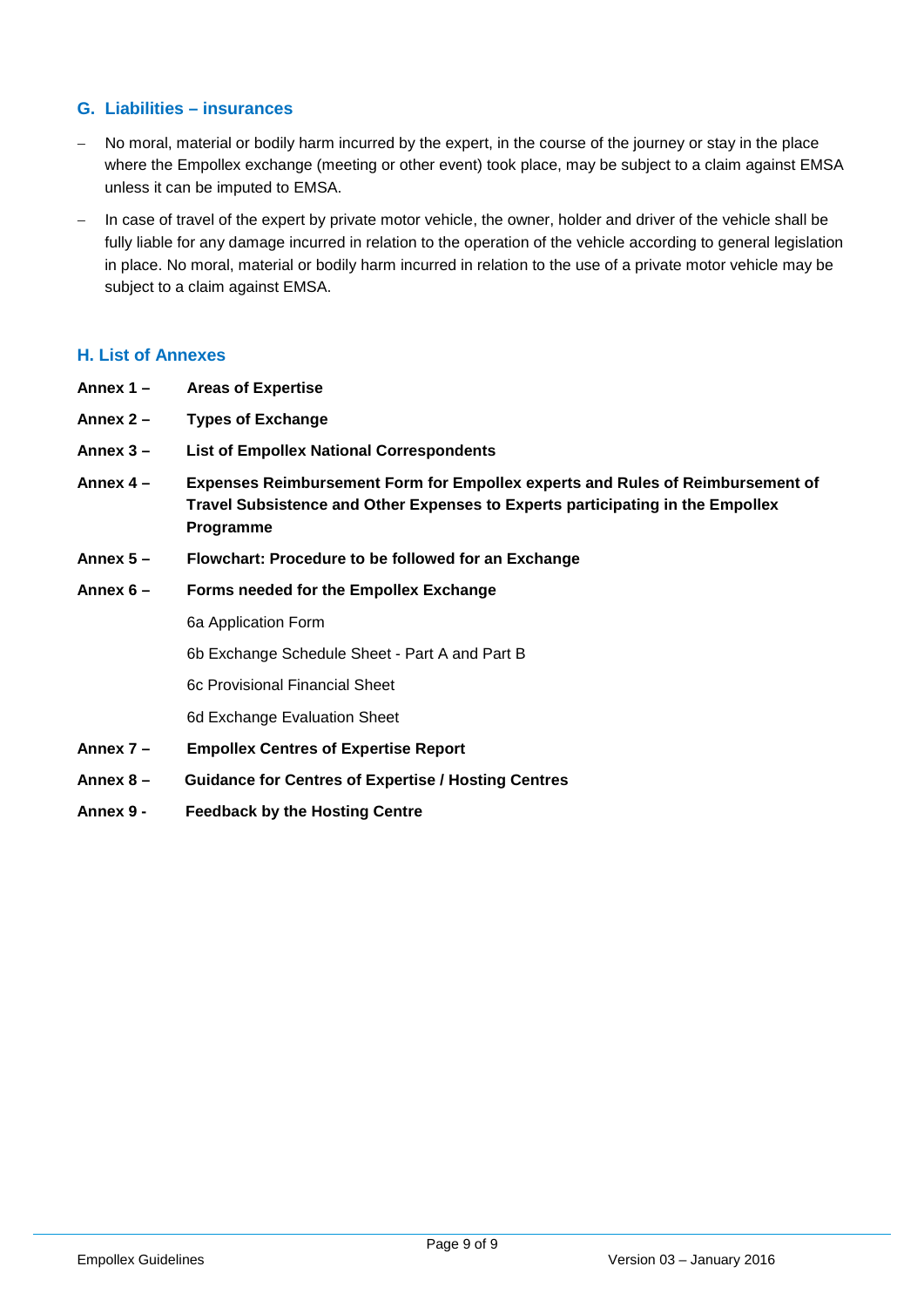## G. Liabilities – insurances

- No moral, material or bodily harm incurred by the expert, in the course of the journey or stay in the place where the Empollex exchange (meeting or other event) took place, may be subject to a claim against EMSA unless it can be imputed to EMSA.
- In case of travel of the expert by private motor vehicle, the owner, holder and driver of the vehicle shall be fully liable for any damage incurred in relation to the operation of the vehicle according to general legislation in place. No moral, material or bodily harm incurred in relation to the use of a private motor vehicle may be subject to a claim against EMSA.

## H. List of Annexes

**Annex 1 – Areas of Expertise**

**Annex 2 – Types of Exchange**

**Annex 3 – List of Empollex National Correspondents**

**Annex 4 – Expenses Reimbursement Form for Empollex experts and Rules of Reimbursement of Travel Subsistence and Other Expenses to Experts participating in the Empollex Programme**

**Annex 5 – Flowchart: Procedure to be followed for an Exchange**

**Annex 6 – Forms needed for the Empollex Exchange**

6a Application Form

6b Exchange Schedule Sheet - Part A and Part B

6c Provisional Financial Sheet

6d Exchange Evaluation Sheet

**Annex 7 – Empollex Centres of Expertise Report**

**Annex 8 – Guidance for Centres of Expertise / Hosting Centres**

**Annex 9 - Feedback by the Hosting Centre**